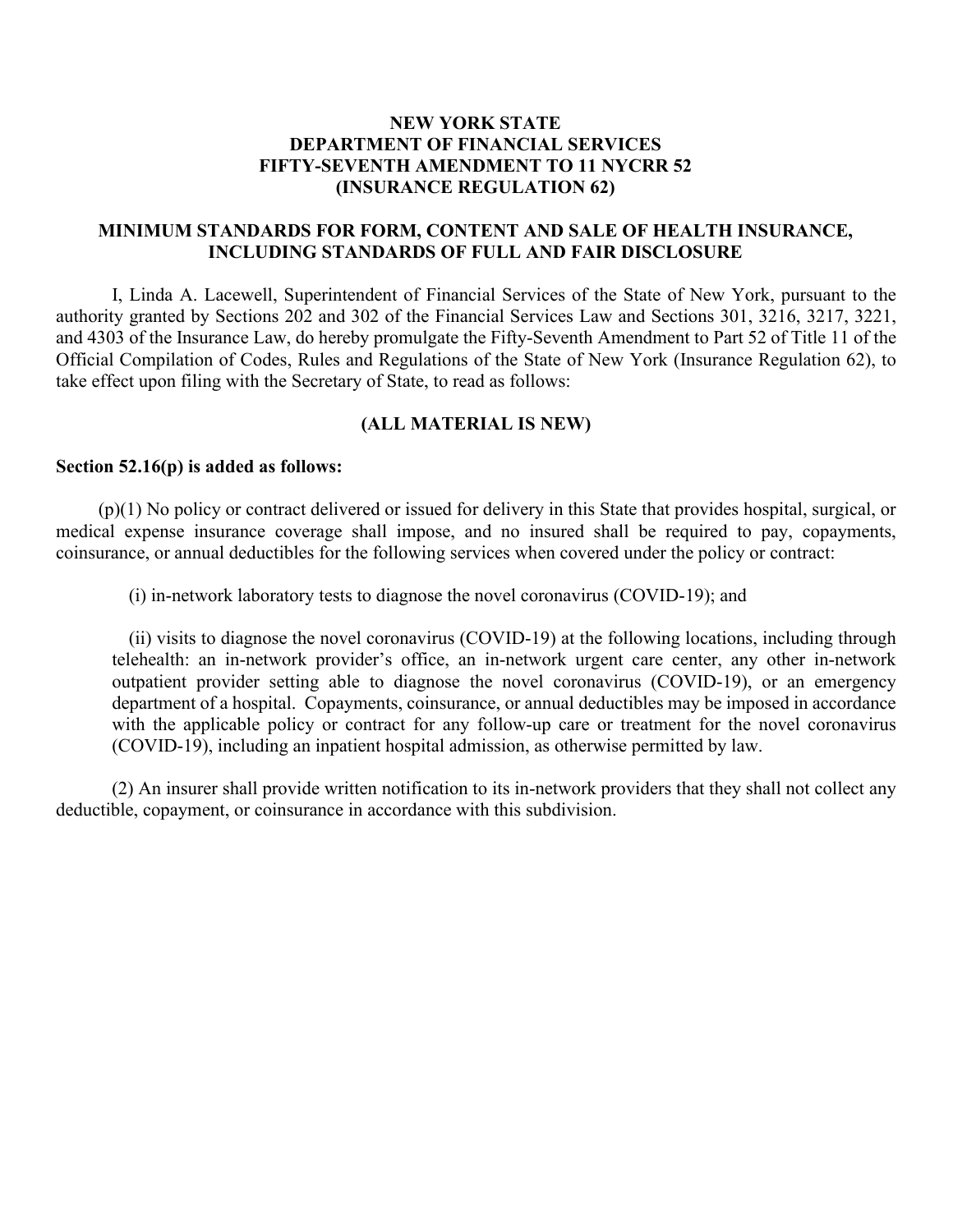# NEW YORK STATE
# DEPARTMENT OF FINANCIAL SERVICES
# FIFTY-SEVENTH AMENDMENT TO 11 NYCRR 52
# (INSURANCE REGULATION 62)

## MINIMUM STANDARDS FOR FORM, CONTENT AND SALE OF HEALTH INSURANCE, INCLUDING STANDARDS OF FULL AND FAIR DISCLOSURE

I, Linda A. Lacewell, Superintendent of Financial Services of the State of New York, pursuant to the authority granted by Sections 202 and 302 of the Financial Services Law and Sections 301, 3216, 3217, 3221, and 4303 of the Insurance Law, do hereby promulgate the Fifty-Seventh Amendment to Part 52 of Title 11 of the Official Compilation of Codes, Rules and Regulations of the State of New York (Insurance Regulation 62), to take effect upon filing with the Secretary of State, to read as follows:

**(ALL MATERIAL IS NEW)**

**Section 52.16(p) is added as follows:**

(p)(1) No policy or contract delivered or issued for delivery in this State that provides hospital, surgical, or medical expense insurance coverage shall impose, and no insured shall be required to pay, copayments, coinsurance, or annual deductibles for the following services when covered under the policy or contract:

(i) in-network laboratory tests to diagnose the novel coronavirus (COVID-19); and

(ii) visits to diagnose the novel coronavirus (COVID-19) at the following locations, including through telehealth: an in-network provider's office, an in-network urgent care center, any other in-network outpatient provider setting able to diagnose the novel coronavirus (COVID-19), or an emergency department of a hospital. Copayments, coinsurance, or annual deductibles may be imposed in accordance with the applicable policy or contract for any follow-up care or treatment for the novel coronavirus (COVID-19), including an inpatient hospital admission, as otherwise permitted by law.

(2) An insurer shall provide written notification to its in-network providers that they shall not collect any deductible, copayment, or coinsurance in accordance with this subdivision.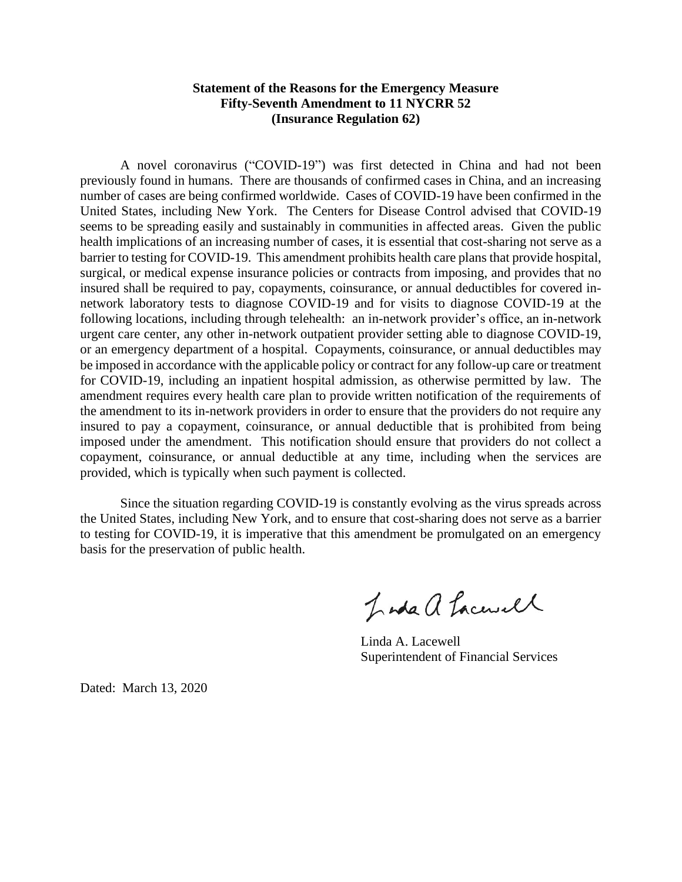**Statement of the Reasons for the Emergency Measure**
**Fifty-Seventh Amendment to 11 NYCRR 52**
**(Insurance Regulation 62)**

A novel coronavirus ("COVID-19") was first detected in China and had not been previously found in humans. There are thousands of confirmed cases in China, and an increasing number of cases are being confirmed worldwide. Cases of COVID-19 have been confirmed in the United States, including New York. The Centers for Disease Control advised that COVID-19 seems to be spreading easily and sustainably in communities in affected areas. Given the public health implications of an increasing number of cases, it is essential that cost-sharing not serve as a barrier to testing for COVID-19. This amendment prohibits health care plans that provide hospital, surgical, or medical expense insurance policies or contracts from imposing, and provides that no insured shall be required to pay, copayments, coinsurance, or annual deductibles for covered in-network laboratory tests to diagnose COVID-19 and for visits to diagnose COVID-19 at the following locations, including through telehealth: an in-network provider's office, an in-network urgent care center, any other in-network outpatient provider setting able to diagnose COVID-19, or an emergency department of a hospital. Copayments, coinsurance, or annual deductibles may be imposed in accordance with the applicable policy or contract for any follow-up care or treatment for COVID-19, including an inpatient hospital admission, as otherwise permitted by law. The amendment requires every health care plan to provide written notification of the requirements of the amendment to its in-network providers in order to ensure that the providers do not require any insured to pay a copayment, coinsurance, or annual deductible that is prohibited from being imposed under the amendment. This notification should ensure that providers do not collect a copayment, coinsurance, or annual deductible at any time, including when the services are provided, which is typically when such payment is collected.

Since the situation regarding COVID-19 is constantly evolving as the virus spreads across the United States, including New York, and to ensure that cost-sharing does not serve as a barrier to testing for COVID-19, it is imperative that this amendment be promulgated on an emergency basis for the preservation of public health.

Linda A. Lacewell
Superintendent of Financial Services

Dated: March 13, 2020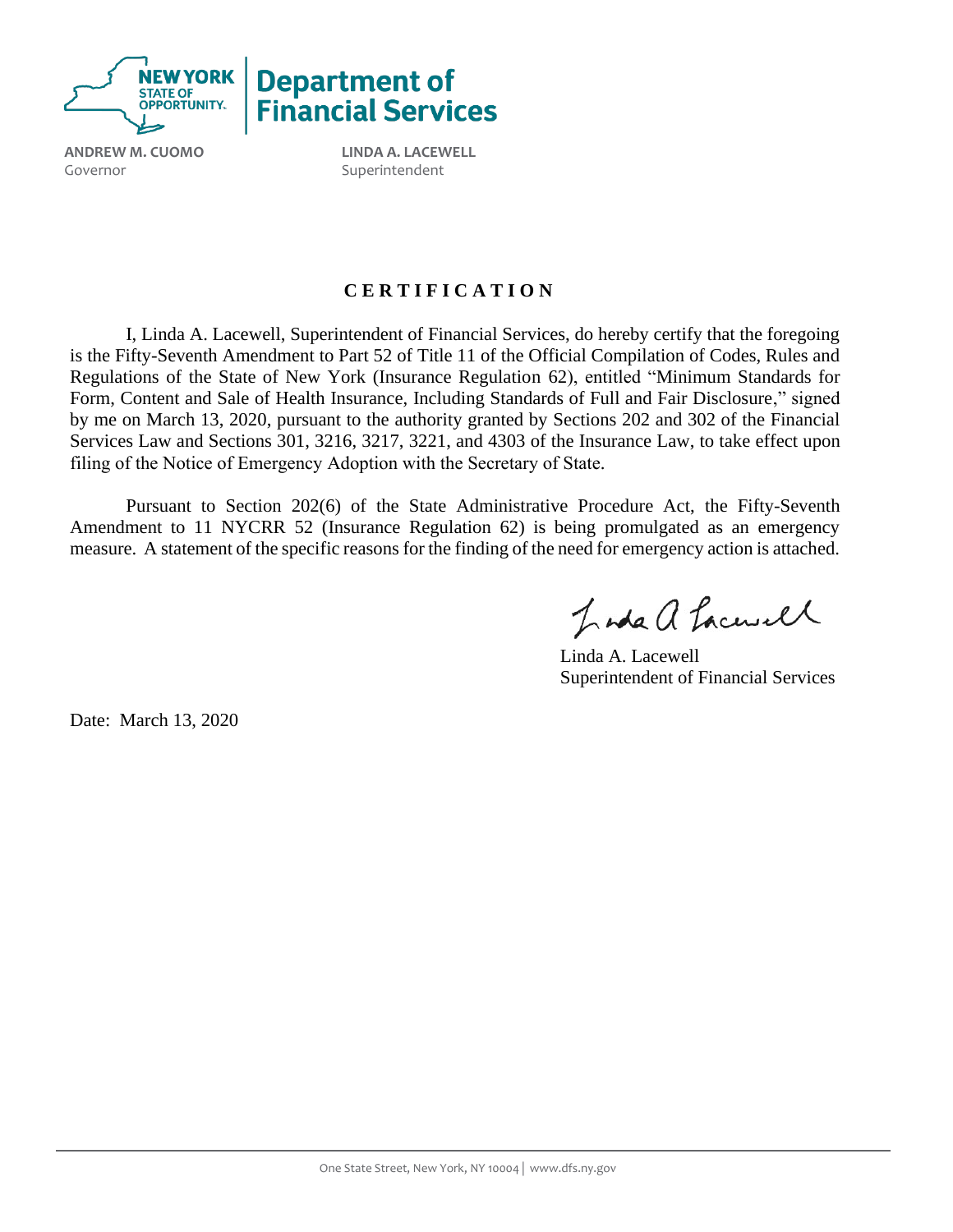NEW YORK STATE OF OPPORTUNITY. | Department of Financial Services

**ANDREW M. CUOMO**
Governor

**LINDA A. LACEWELL**
Superintendent

## C E R T I F I C A T I O N

I, Linda A. Lacewell, Superintendent of Financial Services, do hereby certify that the foregoing is the Fifty-Seventh Amendment to Part 52 of Title 11 of the Official Compilation of Codes, Rules and Regulations of the State of New York (Insurance Regulation 62), entitled "Minimum Standards for Form, Content and Sale of Health Insurance, Including Standards of Full and Fair Disclosure," signed by me on March 13, 2020, pursuant to the authority granted by Sections 202 and 302 of the Financial Services Law and Sections 301, 3216, 3217, 3221, and 4303 of the Insurance Law, to take effect upon filing of the Notice of Emergency Adoption with the Secretary of State.

Pursuant to Section 202(6) of the State Administrative Procedure Act, the Fifty-Seventh Amendment to 11 NYCRR 52 (Insurance Regulation 62) is being promulgated as an emergency measure. A statement of the specific reasons for the finding of the need for emergency action is attached.

Linda A. Lacewell
Superintendent of Financial Services

Date: March 13, 2020

One State Street, New York, NY 10004 | www.dfs.ny.gov